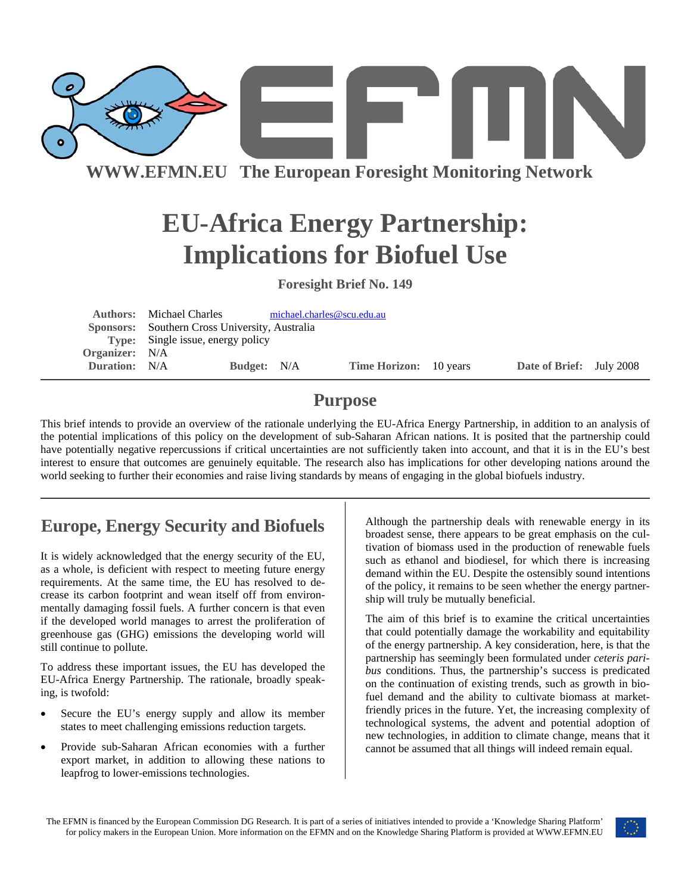WWW.EFMN.EU The European Foresight Monitoring Network

# EU-Africa Energy Partnership: Implications for Biofuel Use

**Foresight Brief No. 149**

**Authors:** Michael Charles michael.charles@scu.edu.au
**Sponsors:** Southern Cross University, Australia
**Type:** Single issue, energy policy
**Organizer:** N/A
**Duration:** N/A **Budget:** N/A **Time Horizon:** 10 years **Date of Brief:** July 2008

## Purpose

This brief intends to provide an overview of the rationale underlying the EU-Africa Energy Partnership, in addition to an analysis of the potential implications of this policy on the development of sub-Saharan African nations. It is posited that the partnership could have potentially negative repercussions if critical uncertainties are not sufficiently taken into account, and that it is in the EU's best interest to ensure that outcomes are genuinely equitable. The research also has implications for other developing nations around the world seeking to further their economies and raise living standards by means of engaging in the global biofuels industry.

## Europe, Energy Security and Biofuels

It is widely acknowledged that the energy security of the EU, as a whole, is deficient with respect to meeting future energy requirements. At the same time, the EU has resolved to decrease its carbon footprint and wean itself off from environmentally damaging fossil fuels. A further concern is that even if the developed world manages to arrest the proliferation of greenhouse gas (GHG) emissions the developing world will still continue to pollute.

To address these important issues, the EU has developed the EU-Africa Energy Partnership. The rationale, broadly speaking, is twofold:

- Secure the EU's energy supply and allow its member states to meet challenging emissions reduction targets.
- Provide sub-Saharan African economies with a further export market, in addition to allowing these nations to leapfrog to lower-emissions technologies.

Although the partnership deals with renewable energy in its broadest sense, there appears to be great emphasis on the cultivation of biomass used in the production of renewable fuels such as ethanol and biodiesel, for which there is increasing demand within the EU. Despite the ostensibly sound intentions of the policy, it remains to be seen whether the energy partnership will truly be mutually beneficial.

The aim of this brief is to examine the critical uncertainties that could potentially damage the workability and equitability of the energy partnership. A key consideration, here, is that the partnership has seemingly been formulated under *ceteris paribus* conditions. Thus, the partnership's success is predicated on the continuation of existing trends, such as growth in biofuel demand and the ability to cultivate biomass at market-friendly prices in the future. Yet, the increasing complexity of technological systems, the advent and potential adoption of new technologies, in addition to climate change, means that it cannot be assumed that all things will indeed remain equal.

The EFMN is financed by the European Commission DG Research. It is part of a series of initiatives intended to provide a 'Knowledge Sharing Platform' for policy makers in the European Union. More information on the EFMN and on the Knowledge Sharing Platform is provided at WWW.EFMN.EU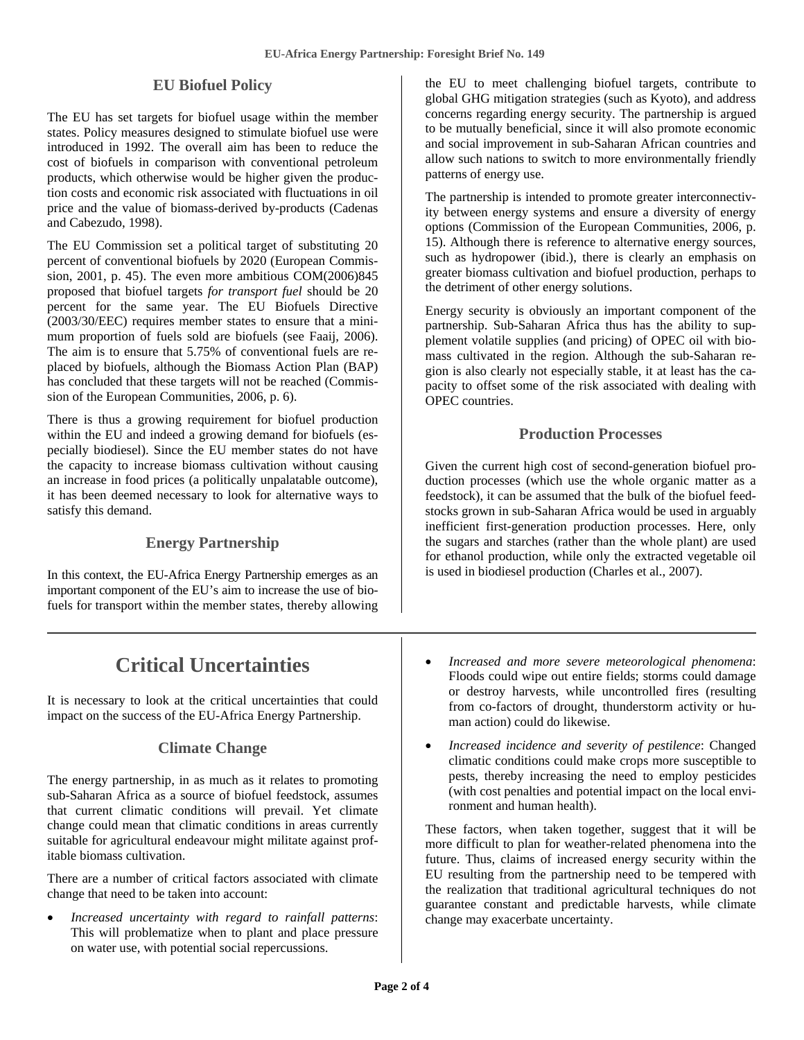## EU Biofuel Policy

The EU has set targets for biofuel usage within the member states. Policy measures designed to stimulate biofuel use were introduced in 1992. The overall aim has been to reduce the cost of biofuels in comparison with conventional petroleum products, which otherwise would be higher given the production costs and economic risk associated with fluctuations in oil price and the value of biomass-derived by-products (Cadenas and Cabezudo, 1998).

The EU Commission set a political target of substituting 20 percent of conventional biofuels by 2020 (European Commission, 2001, p. 45). The even more ambitious COM(2006)845 proposed that biofuel targets *for transport fuel* should be 20 percent for the same year. The EU Biofuels Directive (2003/30/EEC) requires member states to ensure that a minimum proportion of fuels sold are biofuels (see Faaij, 2006). The aim is to ensure that 5.75% of conventional fuels are replaced by biofuels, although the Biomass Action Plan (BAP) has concluded that these targets will not be reached (Commission of the European Communities, 2006, p. 6).

There is thus a growing requirement for biofuel production within the EU and indeed a growing demand for biofuels (especially biodiesel). Since the EU member states do not have the capacity to increase biomass cultivation without causing an increase in food prices (a politically unpalatable outcome), it has been deemed necessary to look for alternative ways to satisfy this demand.

## Energy Partnership

In this context, the EU-Africa Energy Partnership emerges as an important component of the EU's aim to increase the use of biofuels for transport within the member states, thereby allowing the EU to meet challenging biofuel targets, contribute to global GHG mitigation strategies (such as Kyoto), and address concerns regarding energy security. The partnership is argued to be mutually beneficial, since it will also promote economic and social improvement in sub-Saharan African countries and allow such nations to switch to more environmentally friendly patterns of energy use.

The partnership is intended to promote greater interconnectivity between energy systems and ensure a diversity of energy options (Commission of the European Communities, 2006, p. 15). Although there is reference to alternative energy sources, such as hydropower (ibid.), there is clearly an emphasis on greater biomass cultivation and biofuel production, perhaps to the detriment of other energy solutions.

Energy security is obviously an important component of the partnership. Sub-Saharan Africa thus has the ability to supplement volatile supplies (and pricing) of OPEC oil with biomass cultivated in the region. Although the sub-Saharan region is also clearly not especially stable, it at least has the capacity to offset some of the risk associated with dealing with OPEC countries.

## Production Processes

Given the current high cost of second-generation biofuel production processes (which use the whole organic matter as a feedstock), it can be assumed that the bulk of the biofuel feedstocks grown in sub-Saharan Africa would be used in arguably inefficient first-generation production processes. Here, only the sugars and starches (rather than the whole plant) are used for ethanol production, while only the extracted vegetable oil is used in biodiesel production (Charles et al., 2007).

# Critical Uncertainties

It is necessary to look at the critical uncertainties that could impact on the success of the EU-Africa Energy Partnership.

## Climate Change

The energy partnership, in as much as it relates to promoting sub-Saharan Africa as a source of biofuel feedstock, assumes that current climatic conditions will prevail. Yet climate change could mean that climatic conditions in areas currently suitable for agricultural endeavour might militate against profitable biomass cultivation.

There are a number of critical factors associated with climate change that need to be taken into account:

- *Increased uncertainty with regard to rainfall patterns*: This will problematize when to plant and place pressure on water use, with potential social repercussions.
- *Increased and more severe meteorological phenomena*: Floods could wipe out entire fields; storms could damage or destroy harvests, while uncontrolled fires (resulting from co-factors of drought, thunderstorm activity or human action) could do likewise.
- *Increased incidence and severity of pestilence*: Changed climatic conditions could make crops more susceptible to pests, thereby increasing the need to employ pesticides (with cost penalties and potential impact on the local environment and human health).

These factors, when taken together, suggest that it will be more difficult to plan for weather-related phenomena into the future. Thus, claims of increased energy security within the EU resulting from the partnership need to be tempered with the realization that traditional agricultural techniques do not guarantee constant and predictable harvests, while climate change may exacerbate uncertainty.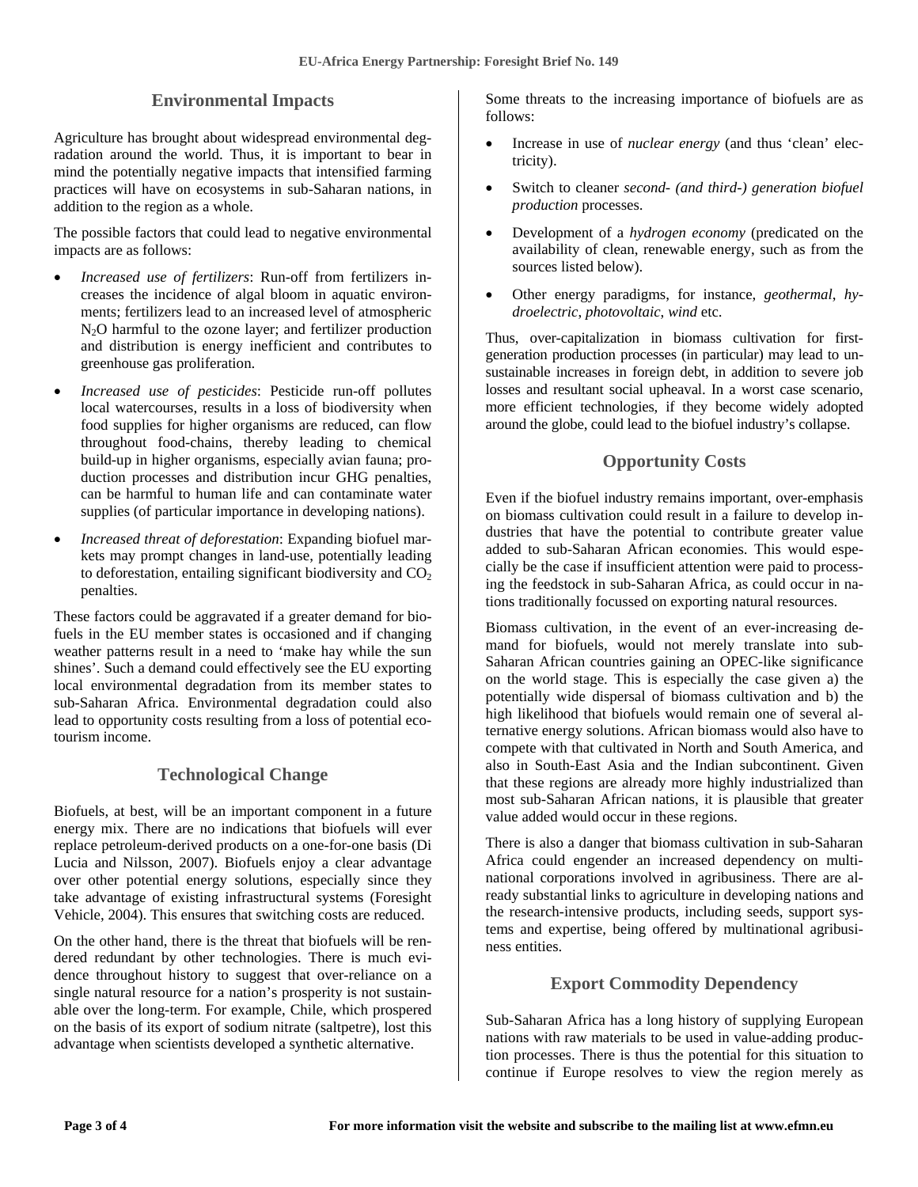## Environmental Impacts

Agriculture has brought about widespread environmental degradation around the world. Thus, it is important to bear in mind the potentially negative impacts that intensified farming practices will have on ecosystems in sub-Saharan nations, in addition to the region as a whole.

The possible factors that could lead to negative environmental impacts are as follows:

- *Increased use of fertilizers*: Run-off from fertilizers increases the incidence of algal bloom in aquatic environments; fertilizers lead to an increased level of atmospheric $N_2O$ harmful to the ozone layer; and fertilizer production and distribution is energy inefficient and contributes to greenhouse gas proliferation.
- *Increased use of pesticides*: Pesticide run-off pollutes local watercourses, results in a loss of biodiversity when food supplies for higher organisms are reduced, can flow throughout food-chains, thereby leading to chemical build-up in higher organisms, especially avian fauna; production processes and distribution incur GHG penalties, can be harmful to human life and can contaminate water supplies (of particular importance in developing nations).
- *Increased threat of deforestation*: Expanding biofuel markets may prompt changes in land-use, potentially leading to deforestation, entailing significant biodiversity and $CO_2$ penalties.

These factors could be aggravated if a greater demand for biofuels in the EU member states is occasioned and if changing weather patterns result in a need to 'make hay while the sun shines'. Such a demand could effectively see the EU exporting local environmental degradation from its member states to sub-Saharan Africa. Environmental degradation could also lead to opportunity costs resulting from a loss of potential eco-tourism income.

## Technological Change

Biofuels, at best, will be an important component in a future energy mix. There are no indications that biofuels will ever replace petroleum-derived products on a one-for-one basis (Di Lucia and Nilsson, 2007). Biofuels enjoy a clear advantage over other potential energy solutions, especially since they take advantage of existing infrastructural systems (Foresight Vehicle, 2004). This ensures that switching costs are reduced.

On the other hand, there is the threat that biofuels will be rendered redundant by other technologies. There is much evidence throughout history to suggest that over-reliance on a single natural resource for a nation's prosperity is not sustainable over the long-term. For example, Chile, which prospered on the basis of its export of sodium nitrate (saltpetre), lost this advantage when scientists developed a synthetic alternative.

Some threats to the increasing importance of biofuels are as follows:

- Increase in use of *nuclear energy* (and thus 'clean' electricity).
- Switch to cleaner *second- (and third-) generation biofuel production* processes.
- Development of a *hydrogen economy* (predicated on the availability of clean, renewable energy, such as from the sources listed below).
- Other energy paradigms, for instance, *geothermal*, *hydroelectric*, *photovoltaic*, *wind* etc.

Thus, over-capitalization in biomass cultivation for first-generation production processes (in particular) may lead to unsustainable increases in foreign debt, in addition to severe job losses and resultant social upheaval. In a worst case scenario, more efficient technologies, if they become widely adopted around the globe, could lead to the biofuel industry's collapse.

## Opportunity Costs

Even if the biofuel industry remains important, over-emphasis on biomass cultivation could result in a failure to develop industries that have the potential to contribute greater value added to sub-Saharan African economies. This would especially be the case if insufficient attention were paid to processing the feedstock in sub-Saharan Africa, as could occur in nations traditionally focussed on exporting natural resources.

Biomass cultivation, in the event of an ever-increasing demand for biofuels, would not merely translate into sub-Saharan African countries gaining an OPEC-like significance on the world stage. This is especially the case given a) the potentially wide dispersal of biomass cultivation and b) the high likelihood that biofuels would remain one of several alternative energy solutions. African biomass would also have to compete with that cultivated in North and South America, and also in South-East Asia and the Indian subcontinent. Given that these regions are already more highly industrialized than most sub-Saharan African nations, it is plausible that greater value added would occur in these regions.

There is also a danger that biomass cultivation in sub-Saharan Africa could engender an increased dependency on multinational corporations involved in agribusiness. There are already substantial links to agriculture in developing nations and the research-intensive products, including seeds, support systems and expertise, being offered by multinational agribusiness entities.

## Export Commodity Dependency

Sub-Saharan Africa has a long history of supplying European nations with raw materials to be used in value-adding production processes. There is thus the potential for this situation to continue if Europe resolves to view the region merely as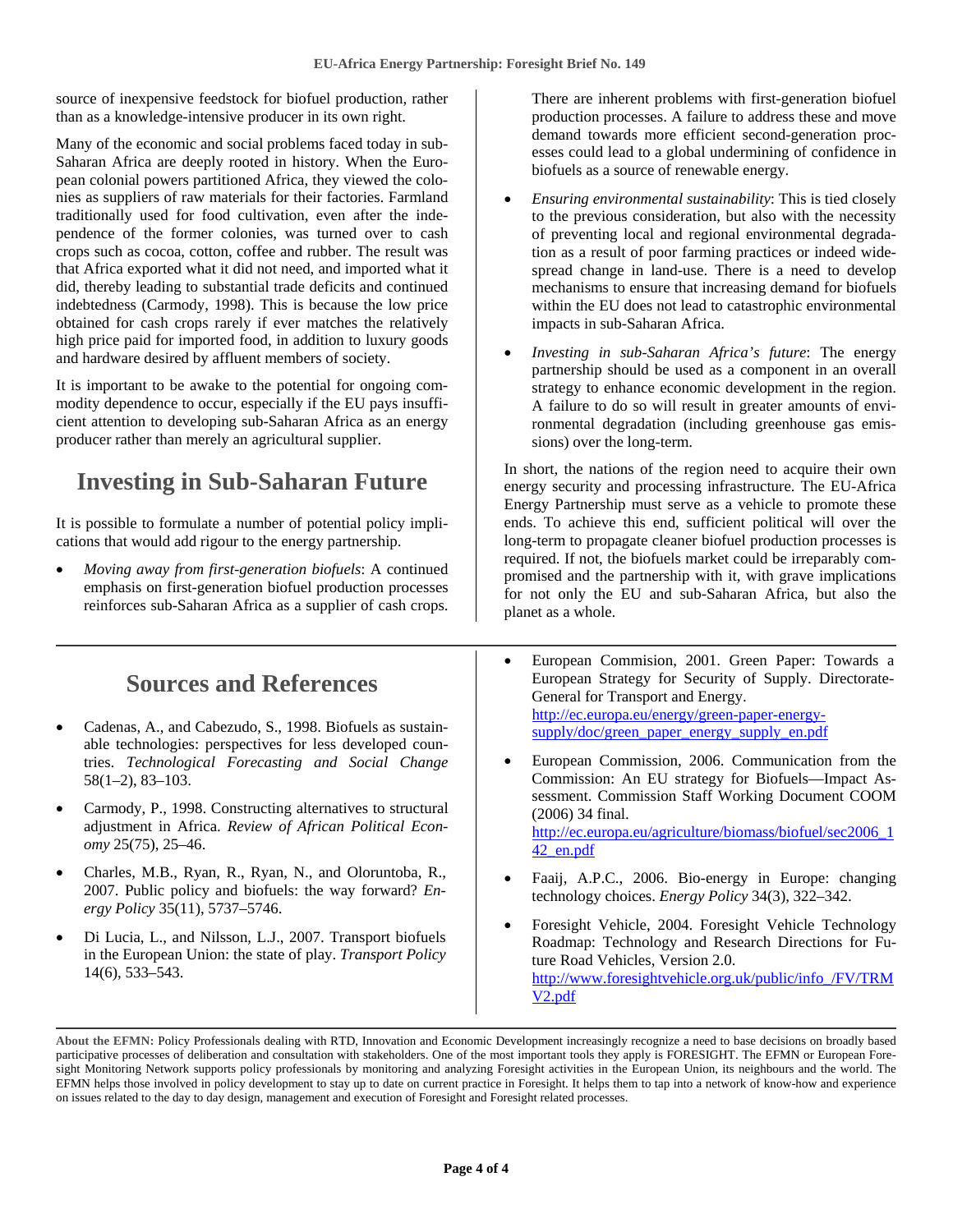source of inexpensive feedstock for biofuel production, rather than as a knowledge-intensive producer in its own right.

Many of the economic and social problems faced today in sub-Saharan Africa are deeply rooted in history. When the European colonial powers partitioned Africa, they viewed the colonies as suppliers of raw materials for their factories. Farmland traditionally used for food cultivation, even after the independence of the former colonies, was turned over to cash crops such as cocoa, cotton, coffee and rubber. The result was that Africa exported what it did not need, and imported what it did, thereby leading to substantial trade deficits and continued indebtedness (Carmody, 1998). This is because the low price obtained for cash crops rarely if ever matches the relatively high price paid for imported food, in addition to luxury goods and hardware desired by affluent members of society.

It is important to be awake to the potential for ongoing commodity dependence to occur, especially if the EU pays insufficient attention to developing sub-Saharan Africa as an energy producer rather than merely an agricultural supplier.

## Investing in Sub-Saharan Future

It is possible to formulate a number of potential policy implications that would add rigour to the energy partnership.

- *Moving away from first-generation biofuels*: A continued emphasis on first-generation biofuel production processes reinforces sub-Saharan Africa as a supplier of cash crops. There are inherent problems with first-generation biofuel production processes. A failure to address these and move demand towards more efficient second-generation processes could lead to a global undermining of confidence in biofuels as a source of renewable energy.
- *Ensuring environmental sustainability*: This is tied closely to the previous consideration, but also with the necessity of preventing local and regional environmental degradation as a result of poor farming practices or indeed widespread change in land-use. There is a need to develop mechanisms to ensure that increasing demand for biofuels within the EU does not lead to catastrophic environmental impacts in sub-Saharan Africa.
- *Investing in sub-Saharan Africa's future*: The energy partnership should be used as a component in an overall strategy to enhance economic development in the region. A failure to do so will result in greater amounts of environmental degradation (including greenhouse gas emissions) over the long-term.

In short, the nations of the region need to acquire their own energy security and processing infrastructure. The EU-Africa Energy Partnership must serve as a vehicle to promote these ends. To achieve this end, sufficient political will over the long-term to propagate cleaner biofuel production processes is required. If not, the biofuels market could be irreparably compromised and the partnership with it, with grave implications for not only the EU and sub-Saharan Africa, but also the planet as a whole.

## Sources and References

- Cadenas, A., and Cabezudo, S., 1998. Biofuels as sustainable technologies: perspectives for less developed countries. *Technological Forecasting and Social Change* 58(1–2), 83–103.
- Carmody, P., 1998. Constructing alternatives to structural adjustment in Africa. *Review of African Political Economy* 25(75), 25–46.
- Charles, M.B., Ryan, R., Ryan, N., and Oloruntoba, R., 2007. Public policy and biofuels: the way forward? *Energy Policy* 35(11), 5737–5746.
- Di Lucia, L., and Nilsson, L.J., 2007. Transport biofuels in the European Union: the state of play. *Transport Policy* 14(6), 533–543.
- European Commision, 2001. Green Paper: Towards a European Strategy for Security of Supply. Directorate-General for Transport and Energy. http://ec.europa.eu/energy/green-paper-energy-supply/doc/green_paper_energy_supply_en.pdf
- European Commission, 2006. Communication from the Commission: An EU strategy for Biofuels—Impact Assessment. Commission Staff Working Document COOM (2006) 34 final. http://ec.europa.eu/agriculture/biomass/biofuel/sec2006_142_en.pdf
- Faaij, A.P.C., 2006. Bio-energy in Europe: changing technology choices. *Energy Policy* 34(3), 322–342.
- Foresight Vehicle, 2004. Foresight Vehicle Technology Roadmap: Technology and Research Directions for Future Road Vehicles, Version 2.0. http://www.foresightvehicle.org.uk/public/info_/FV/TRMV2.pdf

**About the EFMN:** Policy Professionals dealing with RTD, Innovation and Economic Development increasingly recognize a need to base decisions on broadly based participative processes of deliberation and consultation with stakeholders. One of the most important tools they apply is FORESIGHT. The EFMN or European Foresight Monitoring Network supports policy professionals by monitoring and analyzing Foresight activities in the European Union, its neighbours and the world. The EFMN helps those involved in policy development to stay up to date on current practice in Foresight. It helps them to tap into a network of know-how and experience on issues related to the day to day design, management and execution of Foresight and Foresight related processes.